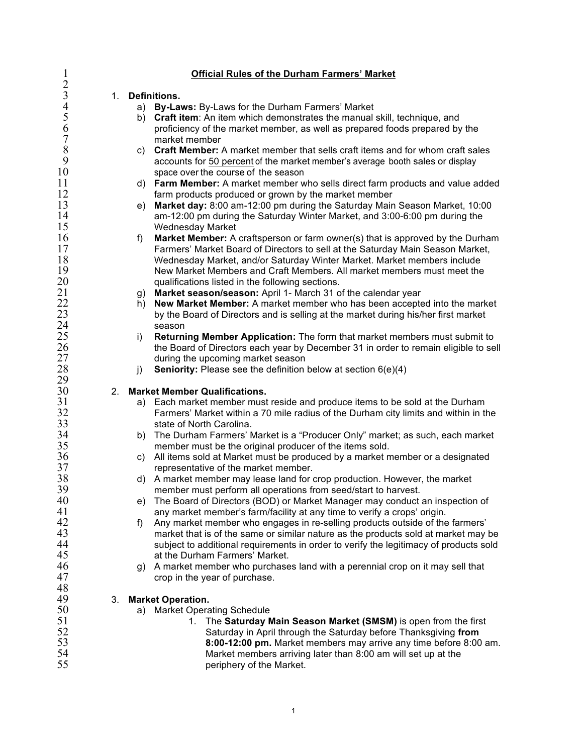# Official Rules of the Durham Farmers' Market

1. **Definitions.**
   a) **By-Laws:** By-Laws for the Durham Farmers' Market
   b) **Craft item**: An item which demonstrates the manual skill, technique, and proficiency of the market member, as well as prepared foods prepared by the market member
   c) **Craft Member:** A market member that sells craft items and for whom craft sales accounts for <u>50 percent</u> of the market member's average booth sales or display space over the course of the season
   d) **Farm Member:** A market member who sells direct farm products and value added farm products produced or grown by the market member
   e) **Market day:** 8:00 am-12:00 pm during the Saturday Main Season Market, 10:00 am-12:00 pm during the Saturday Winter Market, and 3:00-6:00 pm during the Wednesday Market
   f) **Market Member:** A craftsperson or farm owner(s) that is approved by the Durham Farmers' Market Board of Directors to sell at the Saturday Main Season Market, Wednesday Market, and/or Saturday Winter Market. Market members include New Market Members and Craft Members. All market members must meet the qualifications listed in the following sections.
   g) **Market season/season:** April 1- March 31 of the calendar year
   h) **New Market Member:** A market member who has been accepted into the market by the Board of Directors and is selling at the market during his/her first market season
   i) **Returning Member Application:** The form that market members must submit to the Board of Directors each year by December 31 in order to remain eligible to sell during the upcoming market season
   j) **Seniority:** Please see the definition below at section 6(e)(4)

2. **Market Member Qualifications.**
   a) Each market member must reside and produce items to be sold at the Durham Farmers' Market within a 70 mile radius of the Durham city limits and within in the state of North Carolina.
   b) The Durham Farmers' Market is a "Producer Only" market; as such, each market member must be the original producer of the items sold.
   c) All items sold at Market must be produced by a market member or a designated representative of the market member.
   d) A market member may lease land for crop production. However, the market member must perform all operations from seed/start to harvest.
   e) The Board of Directors (BOD) or Market Manager may conduct an inspection of any market member's farm/facility at any time to verify a crops' origin.
   f) Any market member who engages in re-selling products outside of the farmers' market that is of the same or similar nature as the products sold at market may be subject to additional requirements in order to verify the legitimacy of products sold at the Durham Farmers' Market.
   g) A market member who purchases land with a perennial crop on it may sell that crop in the year of purchase.

3. **Market Operation.**
   a) Market Operating Schedule
      1. The **Saturday Main Season Market (SMSM)** is open from the first Saturday in April through the Saturday before Thanksgiving **from 8:00-12:00 pm.** Market members may arrive any time before 8:00 am. Market members arriving later than 8:00 am will set up at the periphery of the Market.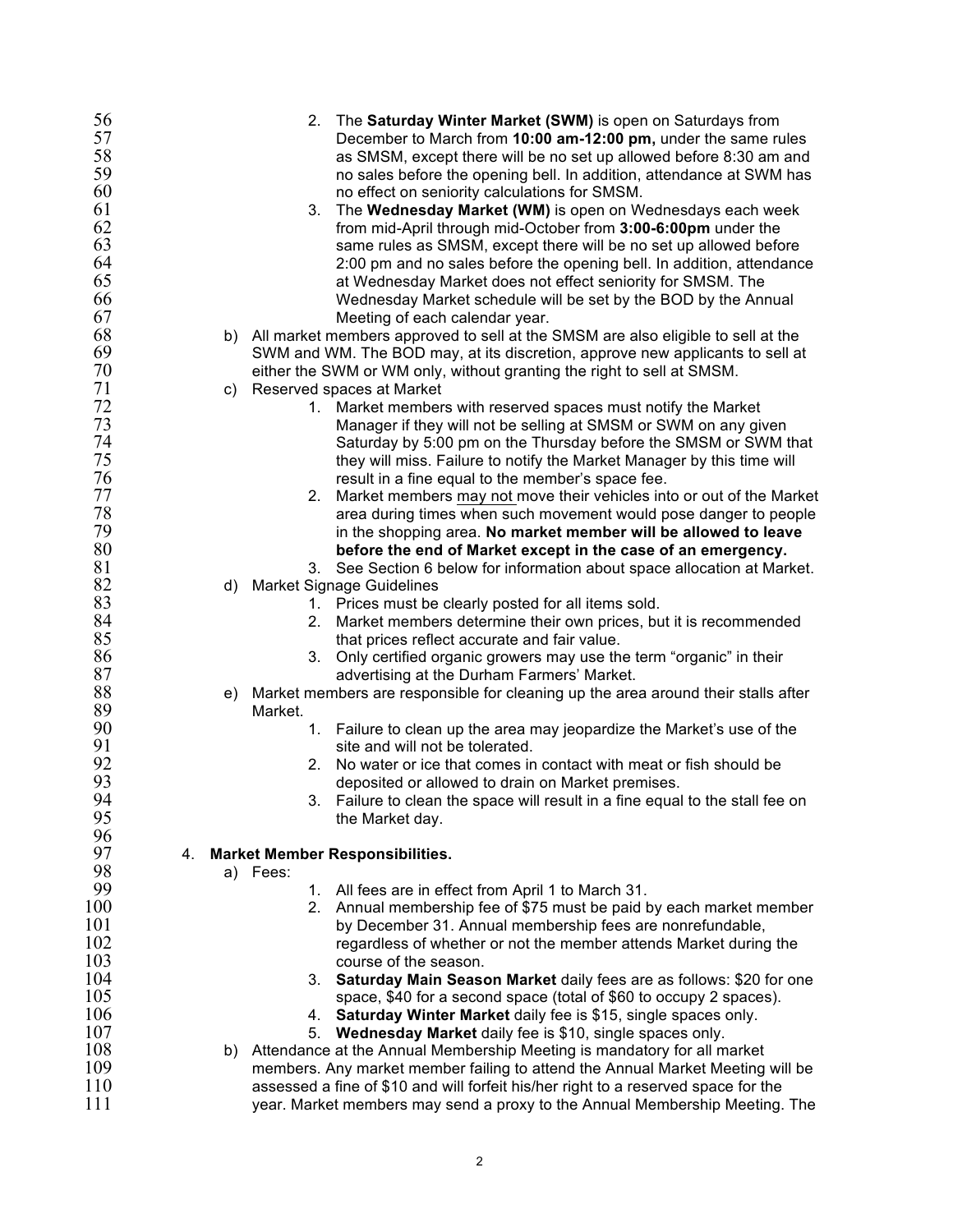2. The **Saturday Winter Market (SWM)** is open on Saturdays from December to March from **10:00 am-12:00 pm,** under the same rules as SMSM, except there will be no set up allowed before 8:30 am and no sales before the opening bell. In addition, attendance at SWM has no effect on seniority calculations for SMSM.
3. The **Wednesday Market (WM)** is open on Wednesdays each week from mid-April through mid-October from **3:00-6:00pm** under the same rules as SMSM, except there will be no set up allowed before 2:00 pm and no sales before the opening bell. In addition, attendance at Wednesday Market does not effect seniority for SMSM. The Wednesday Market schedule will be set by the BOD by the Annual Meeting of each calendar year.

b) All market members approved to sell at the SMSM are also eligible to sell at the SWM and WM. The BOD may, at its discretion, approve new applicants to sell at either the SWM or WM only, without granting the right to sell at SMSM.

c) Reserved spaces at Market

1. Market members with reserved spaces must notify the Market Manager if they will not be selling at SMSM or SWM on any given Saturday by 5:00 pm on the Thursday before the SMSM or SWM that they will miss. Failure to notify the Market Manager by this time will result in a fine equal to the member's space fee.
2. Market members <u>may not</u> move their vehicles into or out of the Market area during times when such movement would pose danger to people in the shopping area. **No market member will be allowed to leave before the end of Market except in the case of an emergency.**
3. See Section 6 below for information about space allocation at Market.

d) Market Signage Guidelines

1. Prices must be clearly posted for all items sold.
2. Market members determine their own prices, but it is recommended that prices reflect accurate and fair value.
3. Only certified organic growers may use the term "organic" in their advertising at the Durham Farmers' Market.

e) Market members are responsible for cleaning up the area around their stalls after Market.

1. Failure to clean up the area may jeopardize the Market's use of the site and will not be tolerated.
2. No water or ice that comes in contact with meat or fish should be deposited or allowed to drain on Market premises.
3. Failure to clean the space will result in a fine equal to the stall fee on the Market day.

4. **Market Member Responsibilities.**

a) Fees:

1. All fees are in effect from April 1 to March 31.
2. Annual membership fee of $75 must be paid by each market member by December 31. Annual membership fees are nonrefundable, regardless of whether or not the member attends Market during the course of the season.
3. **Saturday Main Season Market** daily fees are as follows: $20 for one space, $40 for a second space (total of $60 to occupy 2 spaces).
4. **Saturday Winter Market** daily fee is $15, single spaces only.
5. **Wednesday Market** daily fee is $10, single spaces only.

b) Attendance at the Annual Membership Meeting is mandatory for all market members. Any market member failing to attend the Annual Market Meeting will be assessed a fine of $10 and will forfeit his/her right to a reserved space for the year. Market members may send a proxy to the Annual Membership Meeting. The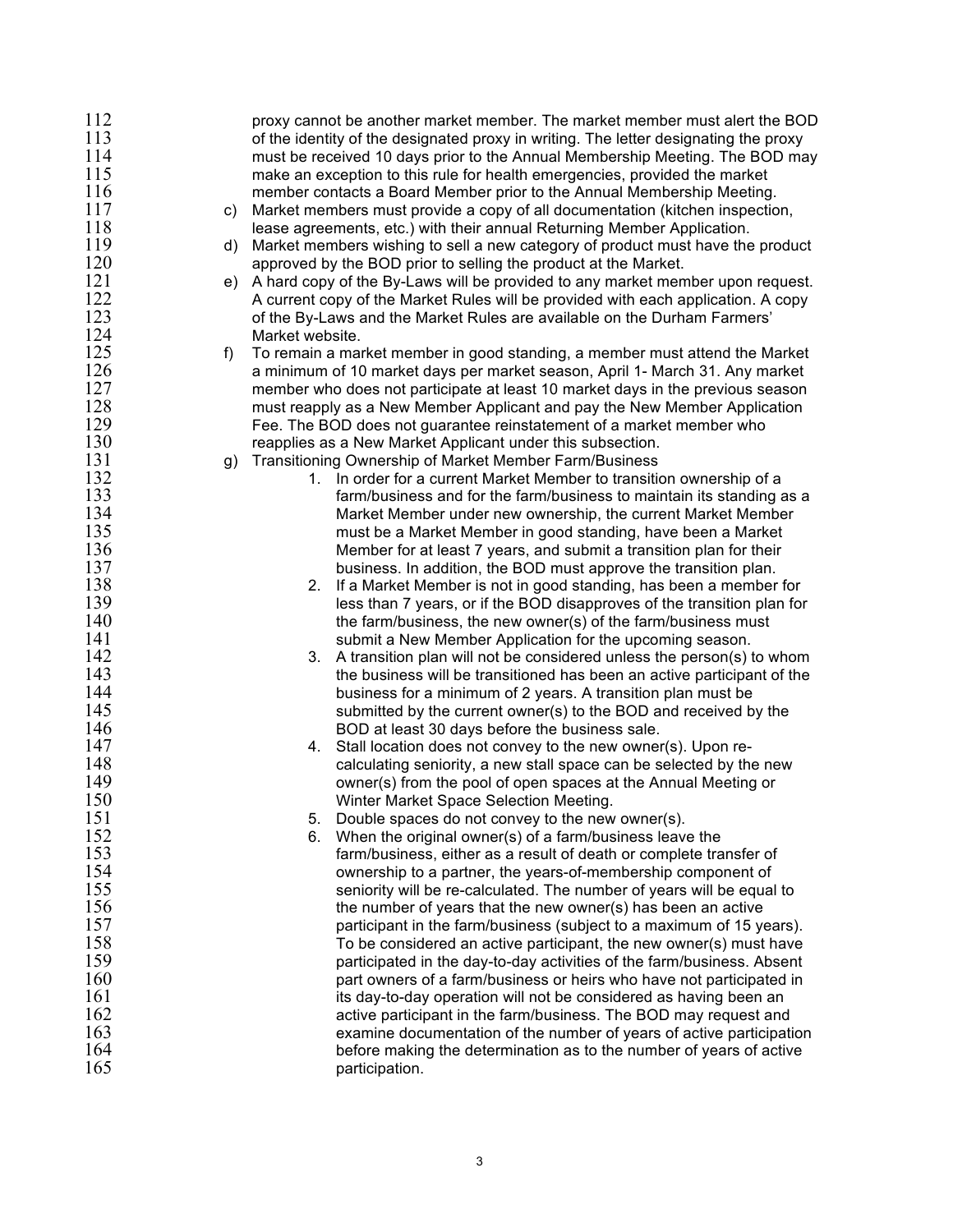proxy cannot be another market member. The market member must alert the BOD of the identity of the designated proxy in writing. The letter designating the proxy must be received 10 days prior to the Annual Membership Meeting. The BOD may make an exception to this rule for health emergencies, provided the market member contacts a Board Member prior to the Annual Membership Meeting.

c) Market members must provide a copy of all documentation (kitchen inspection, lease agreements, etc.) with their annual Returning Member Application.

d) Market members wishing to sell a new category of product must have the product approved by the BOD prior to selling the product at the Market.

e) A hard copy of the By-Laws will be provided to any market member upon request. A current copy of the Market Rules will be provided with each application. A copy of the By-Laws and the Market Rules are available on the Durham Farmers' Market website.

f) To remain a market member in good standing, a member must attend the Market a minimum of 10 market days per market season, April 1- March 31. Any market member who does not participate at least 10 market days in the previous season must reapply as a New Member Applicant and pay the New Member Application Fee. The BOD does not guarantee reinstatement of a market member who reapplies as a New Market Applicant under this subsection.

g) Transitioning Ownership of Market Member Farm/Business

1. In order for a current Market Member to transition ownership of a farm/business and for the farm/business to maintain its standing as a Market Member under new ownership, the current Market Member must be a Market Member in good standing, have been a Market Member for at least 7 years, and submit a transition plan for their business. In addition, the BOD must approve the transition plan.
2. If a Market Member is not in good standing, has been a member for less than 7 years, or if the BOD disapproves of the transition plan for the farm/business, the new owner(s) of the farm/business must submit a New Member Application for the upcoming season.
3. A transition plan will not be considered unless the person(s) to whom the business will be transitioned has been an active participant of the business for a minimum of 2 years. A transition plan must be submitted by the current owner(s) to the BOD and received by the BOD at least 30 days before the business sale.
4. Stall location does not convey to the new owner(s). Upon re-calculating seniority, a new stall space can be selected by the new owner(s) from the pool of open spaces at the Annual Meeting or Winter Market Space Selection Meeting.
5. Double spaces do not convey to the new owner(s).
6. When the original owner(s) of a farm/business leave the farm/business, either as a result of death or complete transfer of ownership to a partner, the years-of-membership component of seniority will be re-calculated. The number of years will be equal to the number of years that the new owner(s) has been an active participant in the farm/business (subject to a maximum of 15 years). To be considered an active participant, the new owner(s) must have participated in the day-to-day activities of the farm/business. Absent part owners of a farm/business or heirs who have not participated in its day-to-day operation will not be considered as having been an active participant in the farm/business. The BOD may request and examine documentation of the number of years of active participation before making the determination as to the number of years of active participation.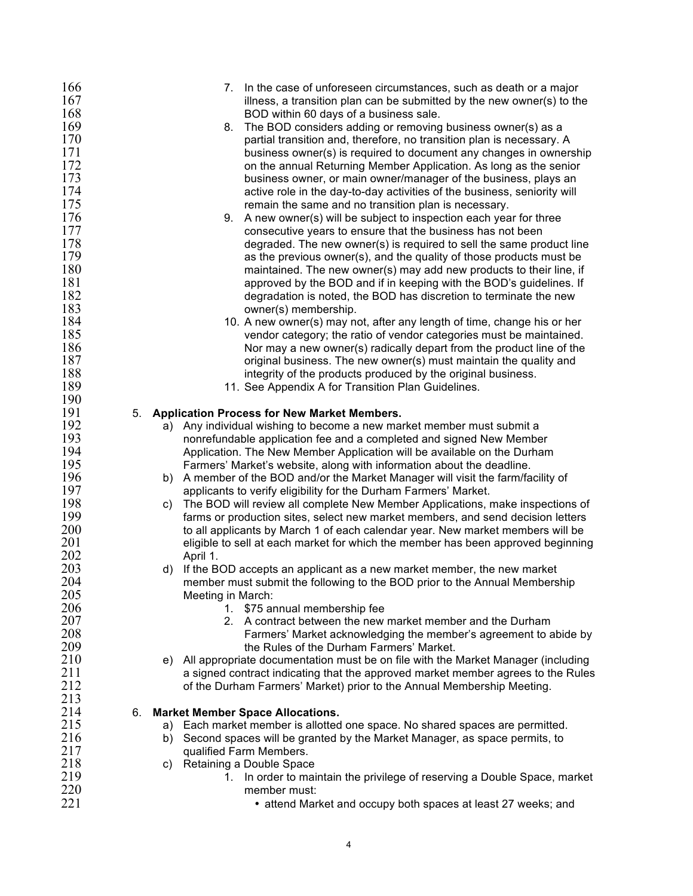7. In the case of unforeseen circumstances, such as death or a major illness, a transition plan can be submitted by the new owner(s) to the BOD within 60 days of a business sale.
8. The BOD considers adding or removing business owner(s) as a partial transition and, therefore, no transition plan is necessary. A business owner(s) is required to document any changes in ownership on the annual Returning Member Application. As long as the senior business owner, or main owner/manager of the business, plays an active role in the day-to-day activities of the business, seniority will remain the same and no transition plan is necessary.
9. A new owner(s) will be subject to inspection each year for three consecutive years to ensure that the business has not been degraded. The new owner(s) is required to sell the same product line as the previous owner(s), and the quality of those products must be maintained. The new owner(s) may add new products to their line, if approved by the BOD and if in keeping with the BOD's guidelines. If degradation is noted, the BOD has discretion to terminate the new owner(s) membership.
10. A new owner(s) may not, after any length of time, change his or her vendor category; the ratio of vendor categories must be maintained. Nor may a new owner(s) radically depart from the product line of the original business. The new owner(s) must maintain the quality and integrity of the products produced by the original business.
11. See Appendix A for Transition Plan Guidelines.

5. **Application Process for New Market Members.**
   a) Any individual wishing to become a new market member must submit a nonrefundable application fee and a completed and signed New Member Application. The New Member Application will be available on the Durham Farmers' Market's website, along with information about the deadline.
   b) A member of the BOD and/or the Market Manager will visit the farm/facility of applicants to verify eligibility for the Durham Farmers' Market.
   c) The BOD will review all complete New Member Applications, make inspections of farms or production sites, select new market members, and send decision letters to all applicants by March 1 of each calendar year. New market members will be eligible to sell at each market for which the member has been approved beginning April 1.
   d) If the BOD accepts an applicant as a new market member, the new market member must submit the following to the BOD prior to the Annual Membership Meeting in March:
      1. $75 annual membership fee
      2. A contract between the new market member and the Durham Farmers' Market acknowledging the member's agreement to abide by the Rules of the Durham Farmers' Market.
   e) All appropriate documentation must be on file with the Market Manager (including a signed contract indicating that the approved market member agrees to the Rules of the Durham Farmers' Market) prior to the Annual Membership Meeting.

6. **Market Member Space Allocations.**
   a) Each market member is allotted one space. No shared spaces are permitted.
   b) Second spaces will be granted by the Market Manager, as space permits, to qualified Farm Members.
   c) Retaining a Double Space
      1. In order to maintain the privilege of reserving a Double Space, market member must:
         - attend Market and occupy both spaces at least 27 weeks; and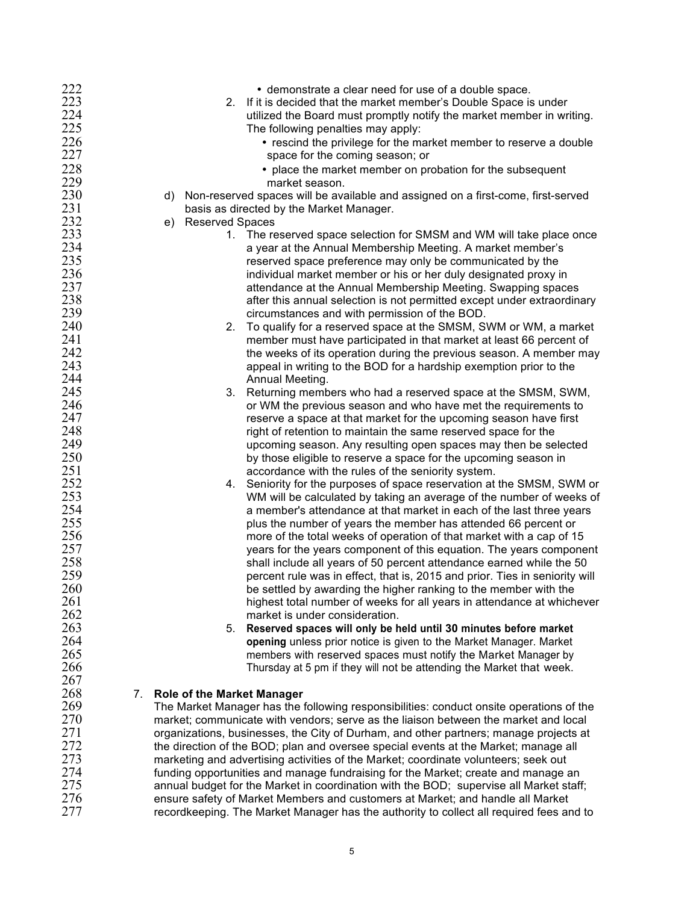- demonstrate a clear need for use of a double space.

2. If it is decided that the market member's Double Space is under utilized the Board must promptly notify the market member in writing. The following penalties may apply:
   - rescind the privilege for the market member to reserve a double space for the coming season; or
   - place the market member on probation for the subsequent market season.

d) Non-reserved spaces will be available and assigned on a first-come, first-served basis as directed by the Market Manager.

e) Reserved Spaces

1. The reserved space selection for SMSM and WM will take place once a year at the Annual Membership Meeting. A market member's reserved space preference may only be communicated by the individual market member or his or her duly designated proxy in attendance at the Annual Membership Meeting. Swapping spaces after this annual selection is not permitted except under extraordinary circumstances and with permission of the BOD.
2. To qualify for a reserved space at the SMSM, SWM or WM, a market member must have participated in that market at least 66 percent of the weeks of its operation during the previous season. A member may appeal in writing to the BOD for a hardship exemption prior to the Annual Meeting.
3. Returning members who had a reserved space at the SMSM, SWM, or WM the previous season and who have met the requirements to reserve a space at that market for the upcoming season have first right of retention to maintain the same reserved space for the upcoming season. Any resulting open spaces may then be selected by those eligible to reserve a space for the upcoming season in accordance with the rules of the seniority system.
4. Seniority for the purposes of space reservation at the SMSM, SWM or WM will be calculated by taking an average of the number of weeks of a member's attendance at that market in each of the last three years plus the number of years the member has attended 66 percent or more of the total weeks of operation of that market with a cap of 15 years for the years component of this equation. The years component shall include all years of 50 percent attendance earned while the 50 percent rule was in effect, that is, 2015 and prior. Ties in seniority will be settled by awarding the higher ranking to the member with the highest total number of weeks for all years in attendance at whichever market is under consideration.
5. **Reserved spaces will only be held until 30 minutes before market opening** unless prior notice is given to the Market Manager. Market members with reserved spaces must notify the Market Manager by Thursday at 5 pm if they will not be attending the Market that week.

7. **Role of the Market Manager**

The Market Manager has the following responsibilities: conduct onsite operations of the market; communicate with vendors; serve as the liaison between the market and local organizations, businesses, the City of Durham, and other partners; manage projects at the direction of the BOD; plan and oversee special events at the Market; manage all marketing and advertising activities of the Market; coordinate volunteers; seek out funding opportunities and manage fundraising for the Market; create and manage an annual budget for the Market in coordination with the BOD; supervise all Market staff; ensure safety of Market Members and customers at Market; and handle all Market recordkeeping. The Market Manager has the authority to collect all required fees and to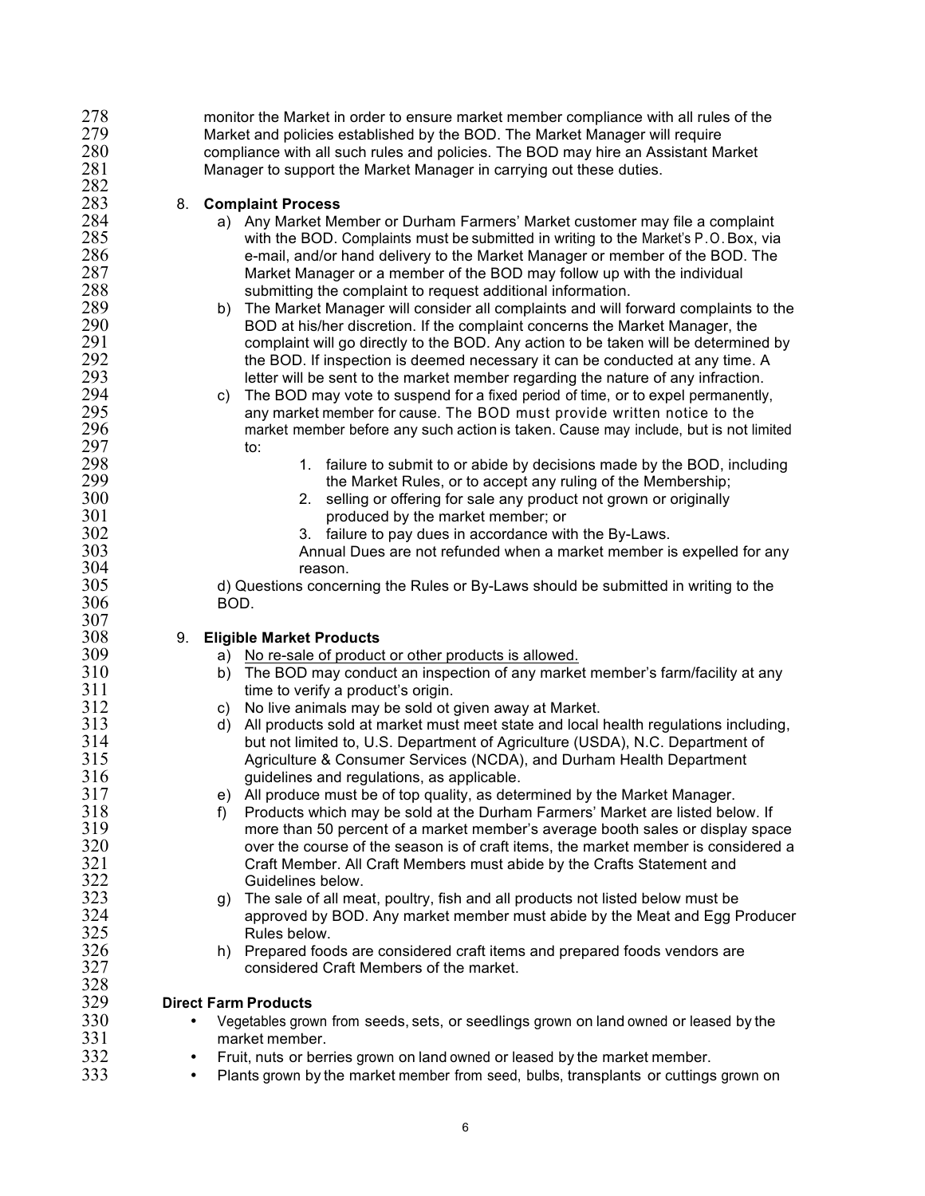monitor the Market in order to ensure market member compliance with all rules of the Market and policies established by the BOD. The Market Manager will require compliance with all such rules and policies. The BOD may hire an Assistant Market Manager to support the Market Manager in carrying out these duties.

8. **Complaint Process**
   a) Any Market Member or Durham Farmers' Market customer may file a complaint with the BOD. Complaints must be submitted in writing to the Market's P.O. Box, via e-mail, and/or hand delivery to the Market Manager or member of the BOD. The Market Manager or a member of the BOD may follow up with the individual submitting the complaint to request additional information.
   b) The Market Manager will consider all complaints and will forward complaints to the BOD at his/her discretion. If the complaint concerns the Market Manager, the complaint will go directly to the BOD. Any action to be taken will be determined by the BOD. If inspection is deemed necessary it can be conducted at any time. A letter will be sent to the market member regarding the nature of any infraction.
   c) The BOD may vote to suspend for a fixed period of time, or to expel permanently, any market member for cause. The BOD must provide written notice to the market member before any such action is taken. Cause may include, but is not limited to:
      1. failure to submit to or abide by decisions made by the BOD, including the Market Rules, or to accept any ruling of the Membership;
      2. selling or offering for sale any product not grown or originally produced by the market member; or
      3. failure to pay dues in accordance with the By-Laws.

      Annual Dues are not refunded when a market member is expelled for any reason.

   d) Questions concerning the Rules or By-Laws should be submitted in writing to the BOD.

9. **Eligible Market Products**
   a) No re-sale of product or other products is allowed.
   b) The BOD may conduct an inspection of any market member's farm/facility at any time to verify a product's origin.
   c) No live animals may be sold ot given away at Market.
   d) All products sold at market must meet state and local health regulations including, but not limited to, U.S. Department of Agriculture (USDA), N.C. Department of Agriculture & Consumer Services (NCDA), and Durham Health Department guidelines and regulations, as applicable.
   e) All produce must be of top quality, as determined by the Market Manager.
   f) Products which may be sold at the Durham Farmers' Market are listed below. If more than 50 percent of a market member's average booth sales or display space over the course of the season is of craft items, the market member is considered a Craft Member. All Craft Members must abide by the Crafts Statement and Guidelines below.
   g) The sale of all meat, poultry, fish and all products not listed below must be approved by BOD. Any market member must abide by the Meat and Egg Producer Rules below.
   h) Prepared foods are considered craft items and prepared foods vendors are considered Craft Members of the market.

**Direct Farm Products**

- Vegetables grown from seeds, sets, or seedlings grown on land owned or leased by the market member.
- Fruit, nuts or berries grown on land owned or leased by the market member.
- Plants grown by the market member from seed, bulbs, transplants or cuttings grown on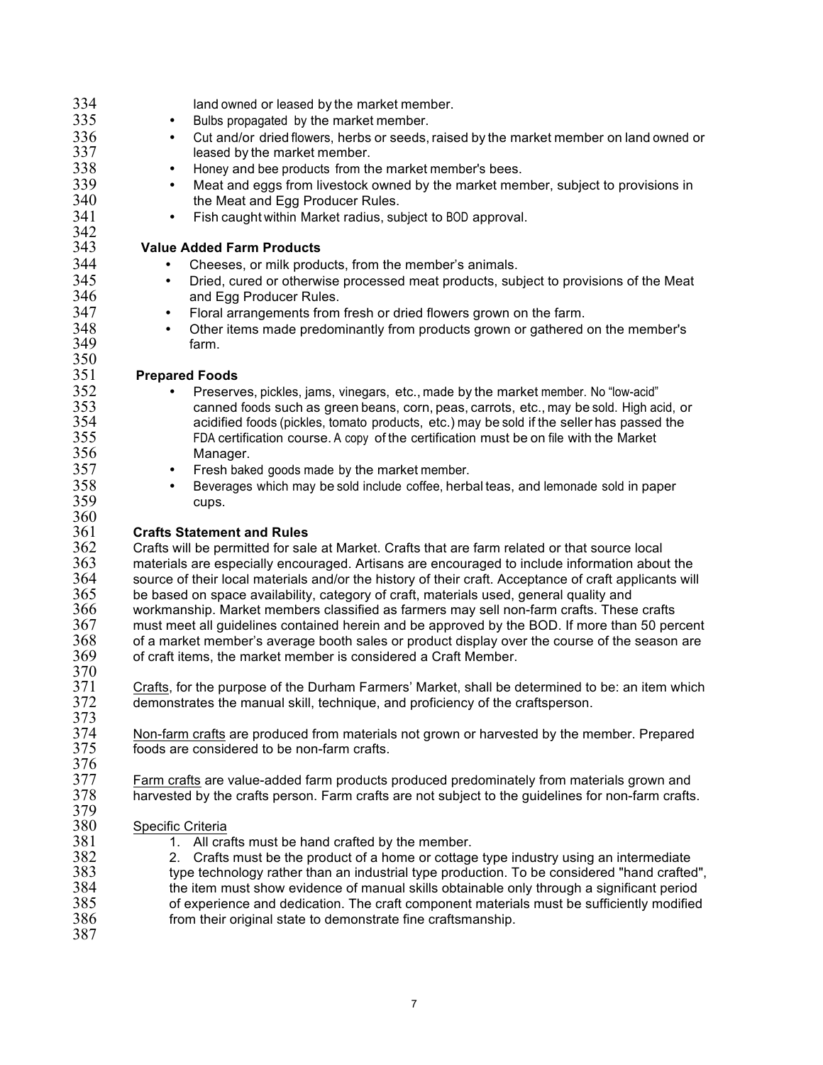land owned or leased by the market member.

- Bulbs propagated by the market member.
- Cut and/or dried flowers, herbs or seeds, raised by the market member on land owned or leased by the market member.
- Honey and bee products from the market member's bees.
- Meat and eggs from livestock owned by the market member, subject to provisions in the Meat and Egg Producer Rules.
- Fish caught within Market radius, subject to BOD approval.

**Value Added Farm Products**

- Cheeses, or milk products, from the member's animals.
- Dried, cured or otherwise processed meat products, subject to provisions of the Meat and Egg Producer Rules.
- Floral arrangements from fresh or dried flowers grown on the farm.
- Other items made predominantly from products grown or gathered on the member's farm.

**Prepared Foods**

- Preserves, pickles, jams, vinegars, etc., made by the market member. No "low-acid" canned foods such as green beans, corn, peas, carrots, etc., may be sold. High acid, or acidified foods (pickles, tomato products, etc.) may be sold if the seller has passed the FDA certification course. A copy of the certification must be on file with the Market Manager.
- Fresh baked goods made by the market member.
- Beverages which may be sold include coffee, herbal teas, and lemonade sold in paper cups.

**Crafts Statement and Rules**

Crafts will be permitted for sale at Market. Crafts that are farm related or that source local materials are especially encouraged. Artisans are encouraged to include information about the source of their local materials and/or the history of their craft. Acceptance of craft applicants will be based on space availability, category of craft, materials used, general quality and workmanship. Market members classified as farmers may sell non-farm crafts. These crafts must meet all guidelines contained herein and be approved by the BOD. If more than 50 percent of a market member's average booth sales or product display over the course of the season are of craft items, the market member is considered a Craft Member.

Crafts, for the purpose of the Durham Farmers' Market, shall be determined to be: an item which demonstrates the manual skill, technique, and proficiency of the craftsperson.

Non-farm crafts are produced from materials not grown or harvested by the member. Prepared foods are considered to be non-farm crafts.

Farm crafts are value-added farm products produced predominately from materials grown and harvested by the crafts person. Farm crafts are not subject to the guidelines for non-farm crafts.

Specific Criteria

1. All crafts must be hand crafted by the member.
2. Crafts must be the product of a home or cottage type industry using an intermediate type technology rather than an industrial type production. To be considered "hand crafted", the item must show evidence of manual skills obtainable only through a significant period of experience and dedication. The craft component materials must be sufficiently modified from their original state to demonstrate fine craftsmanship.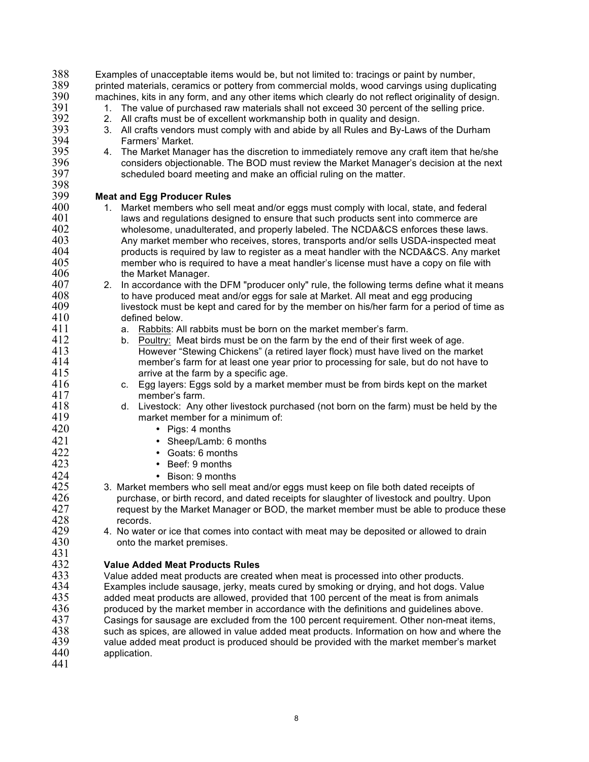Examples of unacceptable items would be, but not limited to: tracings or paint by number, printed materials, ceramics or pottery from commercial molds, wood carvings using duplicating machines, kits in any form, and any other items which clearly do not reflect originality of design.

1. The value of purchased raw materials shall not exceed 30 percent of the selling price.
2. All crafts must be of excellent workmanship both in quality and design.
3. All crafts vendors must comply with and abide by all Rules and By-Laws of the Durham Farmers' Market.
4. The Market Manager has the discretion to immediately remove any craft item that he/she considers objectionable. The BOD must review the Market Manager's decision at the next scheduled board meeting and make an official ruling on the matter.

**Meat and Egg Producer Rules**

1. Market members who sell meat and/or eggs must comply with local, state, and federal laws and regulations designed to ensure that such products sent into commerce are wholesome, unadulterated, and properly labeled. The NCDA&CS enforces these laws. Any market member who receives, stores, transports and/or sells USDA-inspected meat products is required by law to register as a meat handler with the NCDA&CS. Any market member who is required to have a meat handler's license must have a copy on file with the Market Manager.
2. In accordance with the DFM "producer only" rule, the following terms define what it means to have produced meat and/or eggs for sale at Market. All meat and egg producing livestock must be kept and cared for by the member on his/her farm for a period of time as defined below.
    a. Rabbits: All rabbits must be born on the market member's farm.
    b. Poultry: Meat birds must be on the farm by the end of their first week of age. However "Stewing Chickens" (a retired layer flock) must have lived on the market member's farm for at least one year prior to processing for sale, but do not have to arrive at the farm by a specific age.
    c. Egg layers: Eggs sold by a market member must be from birds kept on the market member's farm.
    d. Livestock: Any other livestock purchased (not born on the farm) must be held by the market member for a minimum of:
        - Pigs: 4 months
        - Sheep/Lamb: 6 months
        - Goats: 6 months
        - Beef: 9 months
        - Bison: 9 months
3. Market members who sell meat and/or eggs must keep on file both dated receipts of purchase, or birth record, and dated receipts for slaughter of livestock and poultry. Upon request by the Market Manager or BOD, the market member must be able to produce these records.
4. No water or ice that comes into contact with meat may be deposited or allowed to drain onto the market premises.

**Value Added Meat Products Rules**

Value added meat products are created when meat is processed into other products. Examples include sausage, jerky, meats cured by smoking or drying, and hot dogs. Value added meat products are allowed, provided that 100 percent of the meat is from animals produced by the market member in accordance with the definitions and guidelines above. Casings for sausage are excluded from the 100 percent requirement. Other non-meat items, such as spices, are allowed in value added meat products. Information on how and where the value added meat product is produced should be provided with the market member's market application.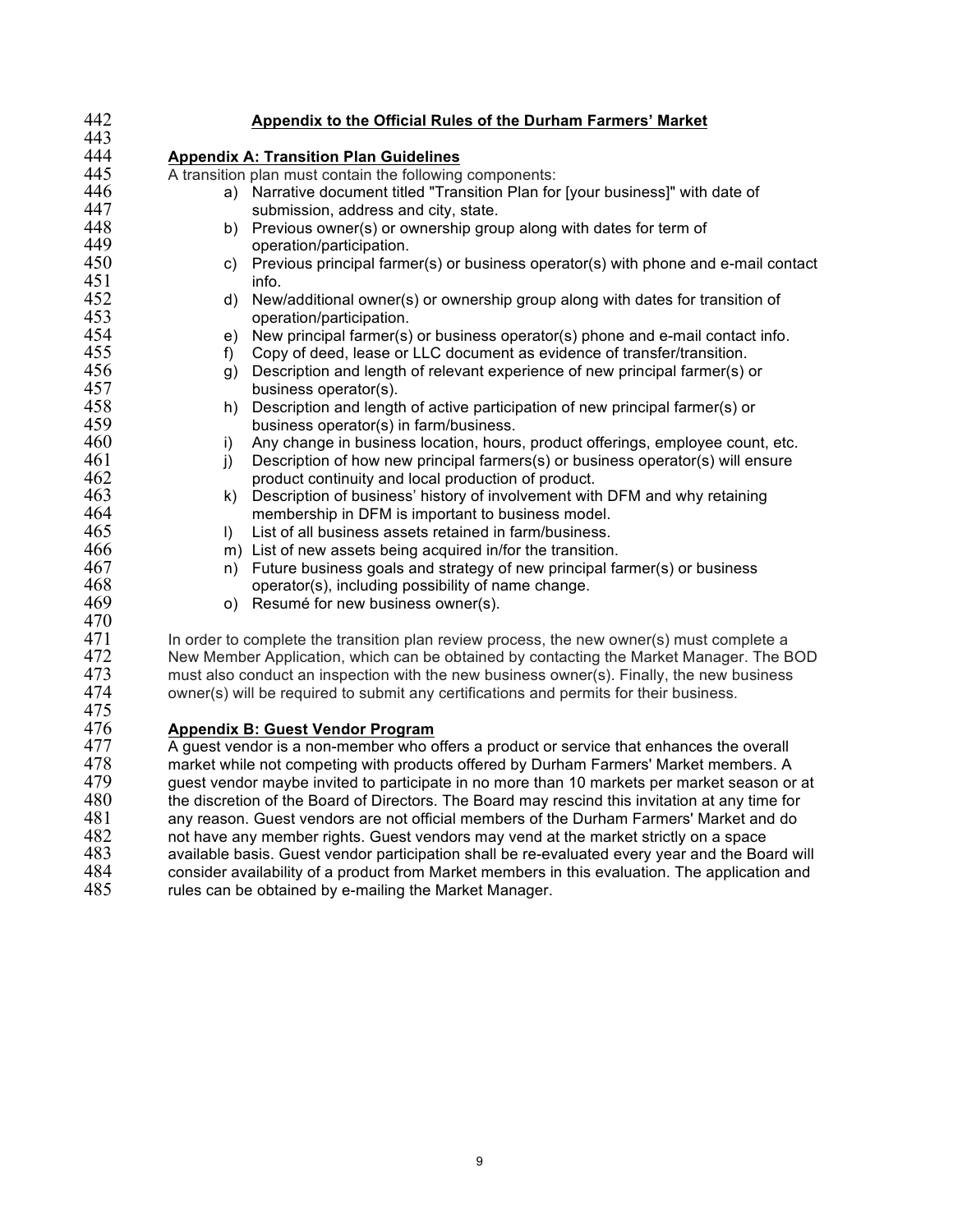## Appendix to the Official Rules of the Durham Farmers' Market

### Appendix A: Transition Plan Guidelines

A transition plan must contain the following components:

a) Narrative document titled "Transition Plan for [your business]" with date of submission, address and city, state.
b) Previous owner(s) or ownership group along with dates for term of operation/participation.
c) Previous principal farmer(s) or business operator(s) with phone and e-mail contact info.
d) New/additional owner(s) or ownership group along with dates for transition of operation/participation.
e) New principal farmer(s) or business operator(s) phone and e-mail contact info.
f) Copy of deed, lease or LLC document as evidence of transfer/transition.
g) Description and length of relevant experience of new principal farmer(s) or business operator(s).
h) Description and length of active participation of new principal farmer(s) or business operator(s) in farm/business.
i) Any change in business location, hours, product offerings, employee count, etc.
j) Description of how new principal farmers(s) or business operator(s) will ensure product continuity and local production of product.
k) Description of business' history of involvement with DFM and why retaining membership in DFM is important to business model.
l) List of all business assets retained in farm/business.
m) List of new assets being acquired in/for the transition.
n) Future business goals and strategy of new principal farmer(s) or business operator(s), including possibility of name change.
o) Resumé for new business owner(s).

In order to complete the transition plan review process, the new owner(s) must complete a New Member Application, which can be obtained by contacting the Market Manager. The BOD must also conduct an inspection with the new business owner(s). Finally, the new business owner(s) will be required to submit any certifications and permits for their business.

### Appendix B: Guest Vendor Program

A guest vendor is a non-member who offers a product or service that enhances the overall market while not competing with products offered by Durham Farmers' Market members. A guest vendor maybe invited to participate in no more than 10 markets per market season or at the discretion of the Board of Directors. The Board may rescind this invitation at any time for any reason. Guest vendors are not official members of the Durham Farmers' Market and do not have any member rights. Guest vendors may vend at the market strictly on a space available basis. Guest vendor participation shall be re-evaluated every year and the Board will consider availability of a product from Market members in this evaluation. The application and rules can be obtained by e-mailing the Market Manager.